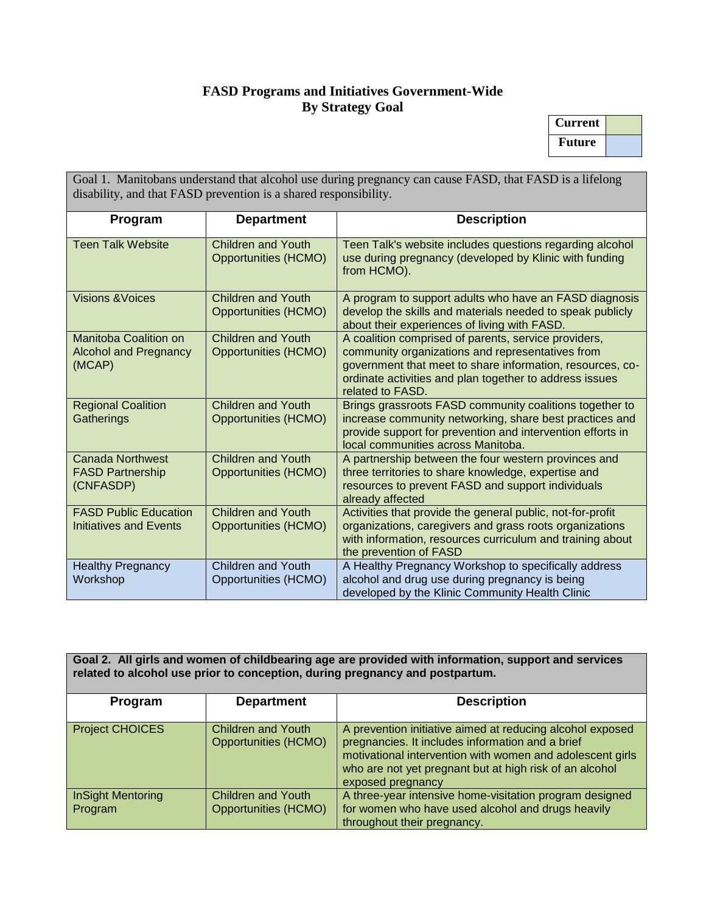# FASD Programs and Initiatives Government-Wide
## By Strategy Goal

| Current | |
|---|---|
| **Future** | |

| Goal 1. Manitobans understand that alcohol use during pregnancy can cause FASD, that FASD is a lifelong disability, and that FASD prevention is a shared responsibility. | | |
|---|---|---|
| **Program** | **Department** | **Description** |
| Teen Talk Website | Children and Youth Opportunities (HCMO) | Teen Talk's website includes questions regarding alcohol use during pregnancy (developed by Klinic with funding from HCMO). |
| Visions &Voices | Children and Youth Opportunities (HCMO) | A program to support adults who have an FASD diagnosis develop the skills and materials needed to speak publicly about their experiences of living with FASD. |
| Manitoba Coalition on Alcohol and Pregnancy (MCAP) | Children and Youth Opportunities (HCMO) | A coalition comprised of parents, service providers, community organizations and representatives from government that meet to share information, resources, co-ordinate activities and plan together to address issues related to FASD. |
| Regional Coalition Gatherings | Children and Youth Opportunities (HCMO) | Brings grassroots FASD community coalitions together to increase community networking, share best practices and provide support for prevention and intervention efforts in local communities across Manitoba. |
| Canada Northwest FASD Partnership (CNFASDP) | Children and Youth Opportunities (HCMO) | A partnership between the four western provinces and three territories to share knowledge, expertise and resources to prevent FASD and support individuals already affected |
| FASD Public Education Initiatives and Events | Children and Youth Opportunities (HCMO) | Activities that provide the general public, not-for-profit organizations, caregivers and grass roots organizations with information, resources curriculum and training about the prevention of FASD |
| Healthy Pregnancy Workshop | Children and Youth Opportunities (HCMO) | A Healthy Pregnancy Workshop to specifically address alcohol and drug use during pregnancy is being developed by the Klinic Community Health Clinic |

| **Goal 2. All girls and women of childbearing age are provided with information, support and services related to alcohol use prior to conception, during pregnancy and postpartum.** | | |
|---|---|---|
| **Program** | **Department** | **Description** |
| Project CHOICES | Children and Youth Opportunities (HCMO) | A prevention initiative aimed at reducing alcohol exposed pregnancies. It includes information and a brief motivational intervention with women and adolescent girls who are not yet pregnant but at high risk of an alcohol exposed pregnancy |
| InSight Mentoring Program | Children and Youth Opportunities (HCMO) | A three-year intensive home-visitation program designed for women who have used alcohol and drugs heavily throughout their pregnancy. |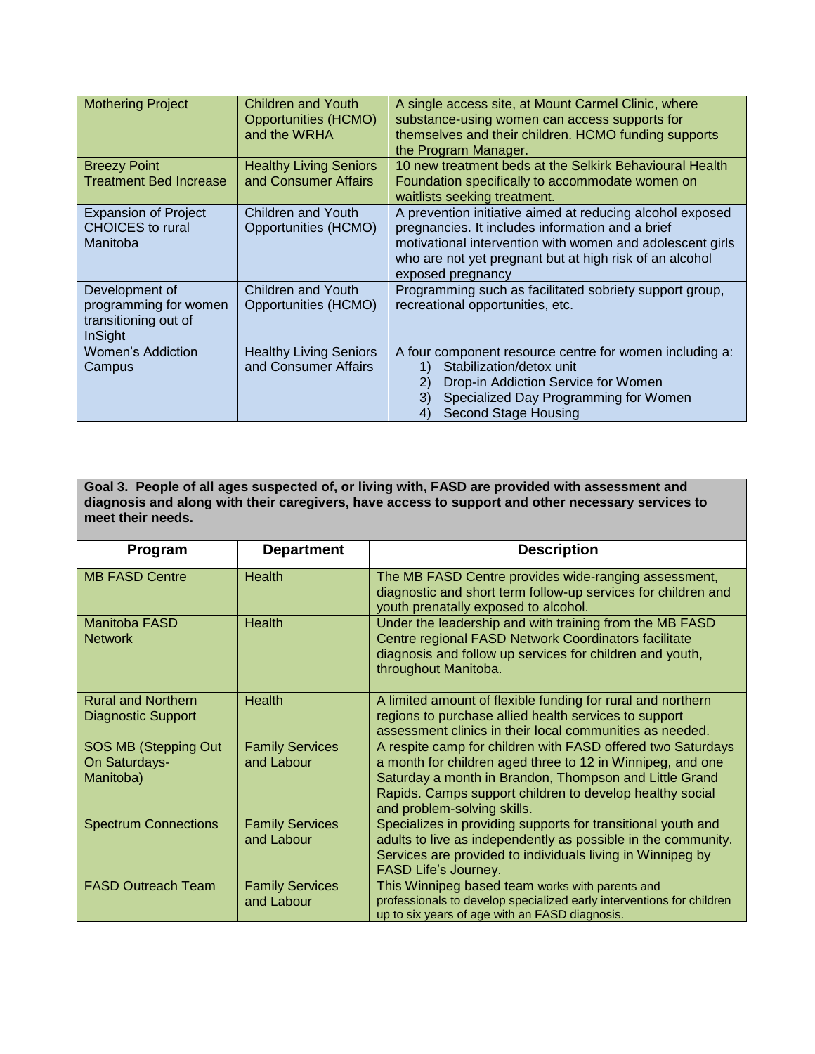| Program | Department | Description |
| --- | --- | --- |
| Mothering Project | Children and Youth Opportunities (HCMO) and the WRHA | A single access site, at Mount Carmel Clinic, where substance-using women can access supports for themselves and their children. HCMO funding supports the Program Manager. |
| Breezy Point Treatment Bed Increase | Healthy Living Seniors and Consumer Affairs | 10 new treatment beds at the Selkirk Behavioural Health Foundation specifically to accommodate women on waitlists seeking treatment. |
| Expansion of Project CHOICES to rural Manitoba | Children and Youth Opportunities (HCMO) | A prevention initiative aimed at reducing alcohol exposed pregnancies. It includes information and a brief motivational intervention with women and adolescent girls who are not yet pregnant but at high risk of an alcohol exposed pregnancy |
| Development of programming for women transitioning out of InSight | Children and Youth Opportunities (HCMO) | Programming such as facilitated sobriety support group, recreational opportunities, etc. |
| Women's Addiction Campus | Healthy Living Seniors and Consumer Affairs | A four component resource centre for women including a: 1) Stabilization/detox unit 2) Drop-in Addiction Service for Women 3) Specialized Day Programming for Women 4) Second Stage Housing |

**Goal 3. People of all ages suspected of, or living with, FASD are provided with assessment and diagnosis and along with their caregivers, have access to support and other necessary services to meet their needs.**

| Program | Department | Description |
| --- | --- | --- |
| MB FASD Centre | Health | The MB FASD Centre provides wide-ranging assessment, diagnostic and short term follow-up services for children and youth prenatally exposed to alcohol. |
| Manitoba FASD Network | Health | Under the leadership and with training from the MB FASD Centre regional FASD Network Coordinators facilitate diagnosis and follow up services for children and youth, throughout Manitoba. |
| Rural and Northern Diagnostic Support | Health | A limited amount of flexible funding for rural and northern regions to purchase allied health services to support assessment clinics in their local communities as needed. |
| SOS MB (Stepping Out On Saturdays-Manitoba) | Family Services and Labour | A respite camp for children with FASD offered two Saturdays a month for children aged three to 12 in Winnipeg, and one Saturday a month in Brandon, Thompson and Little Grand Rapids. Camps support children to develop healthy social and problem-solving skills. |
| Spectrum Connections | Family Services and Labour | Specializes in providing supports for transitional youth and adults to live as independently as possible in the community. Services are provided to individuals living in Winnipeg by FASD Life's Journey. |
| FASD Outreach Team | Family Services and Labour | This Winnipeg based team works with parents and professionals to develop specialized early interventions for children up to six years of age with an FASD diagnosis. |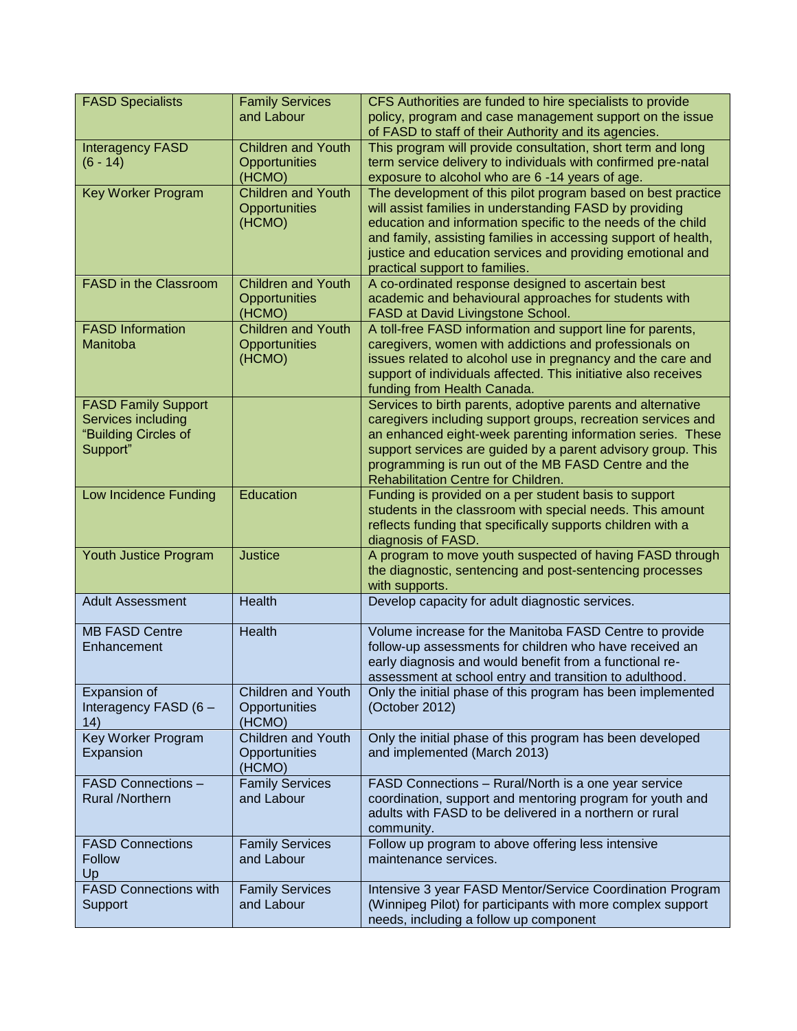| | | |
|---|---|---|
| FASD Specialists | Family Services and Labour | CFS Authorities are funded to hire specialists to provide policy, program and case management support on the issue of FASD to staff of their Authority and its agencies. |
| Interagency FASD (6 - 14) | Children and Youth Opportunities (HCMO) | This program will provide consultation, short term and long term service delivery to individuals with confirmed pre-natal exposure to alcohol who are 6 -14 years of age. |
| Key Worker Program | Children and Youth Opportunities (HCMO) | The development of this pilot program based on best practice will assist families in understanding FASD by providing education and information specific to the needs of the child and family, assisting families in accessing support of health, justice and education services and providing emotional and practical support to families. |
| FASD in the Classroom | Children and Youth Opportunities (HCMO) | A co-ordinated response designed to ascertain best academic and behavioural approaches for students with FASD at David Livingstone School. |
| FASD Information Manitoba | Children and Youth Opportunities (HCMO) | A toll-free FASD information and support line for parents, caregivers, women with addictions and professionals on issues related to alcohol use in pregnancy and the care and support of individuals affected. This initiative also receives funding from Health Canada. |
| FASD Family Support Services including "Building Circles of Support" | | Services to birth parents, adoptive parents and alternative caregivers including support groups, recreation services and an enhanced eight-week parenting information series. These support services are guided by a parent advisory group. This programming is run out of the MB FASD Centre and the Rehabilitation Centre for Children. |
| Low Incidence Funding | Education | Funding is provided on a per student basis to support students in the classroom with special needs. This amount reflects funding that specifically supports children with a diagnosis of FASD. |
| Youth Justice Program | Justice | A program to move youth suspected of having FASD through the diagnostic, sentencing and post-sentencing processes with supports. |
| Adult Assessment | Health | Develop capacity for adult diagnostic services. |
| MB FASD Centre Enhancement | Health | Volume increase for the Manitoba FASD Centre to provide follow-up assessments for children who have received an early diagnosis and would benefit from a functional re-assessment at school entry and transition to adulthood. |
| Expansion of Interagency FASD (6 – 14) | Children and Youth Opportunities (HCMO) | Only the initial phase of this program has been implemented (October 2012) |
| Key Worker Program Expansion | Children and Youth Opportunities (HCMO) | Only the initial phase of this program has been developed and implemented (March 2013) |
| FASD Connections – Rural /Northern | Family Services and Labour | FASD Connections – Rural/North is a one year service coordination, support and mentoring program for youth and adults with FASD to be delivered in a northern or rural community. |
| FASD Connections Follow Up | Family Services and Labour | Follow up program to above offering less intensive maintenance services. |
| FASD Connections with Support | Family Services and Labour | Intensive 3 year FASD Mentor/Service Coordination Program (Winnipeg Pilot) for participants with more complex support needs, including a follow up component |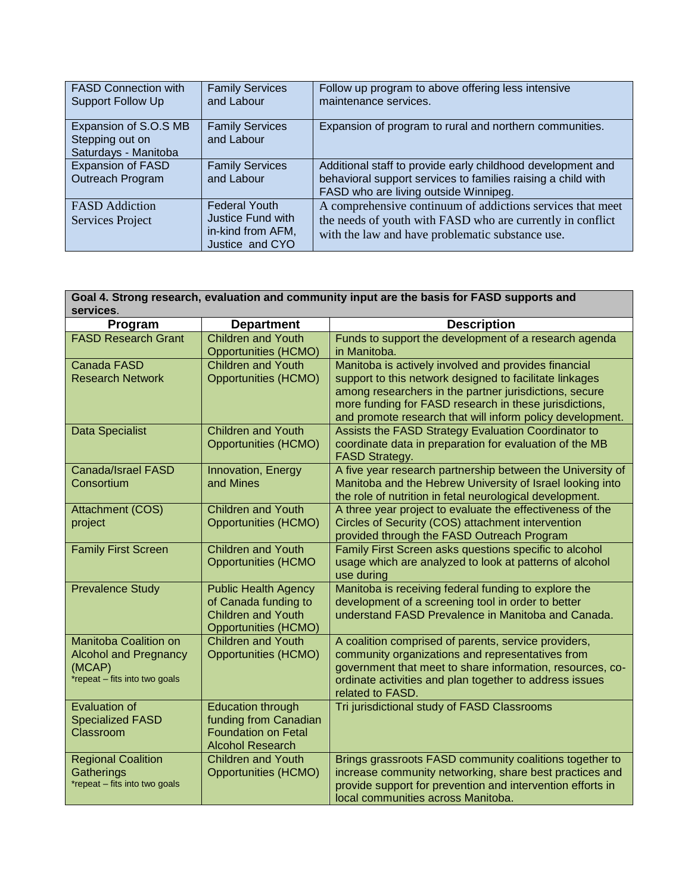| | | |
|---|---|---|
| FASD Connection with Support Follow Up | Family Services and Labour | Follow up program to above offering less intensive maintenance services. |
| Expansion of S.O.S MB Stepping out on Saturdays - Manitoba | Family Services and Labour | Expansion of program to rural and northern communities. |
| Expansion of FASD Outreach Program | Family Services and Labour | Additional staff to provide early childhood development and behavioral support services to families raising a child with FASD who are living outside Winnipeg. |
| FASD Addiction Services Project | Federal Youth Justice Fund with in-kind from AFM, Justice and CYO | A comprehensive continuum of addictions services that meet the needs of youth with FASD who are currently in conflict with the law and have problematic substance use. |

| **Goal 4. Strong research, evaluation and community input are the basis for FASD supports and services.** | | |
|---|---|---|
| **Program** | **Department** | **Description** |
| FASD Research Grant | Children and Youth Opportunities (HCMO) | Funds to support the development of a research agenda in Manitoba. |
| Canada FASD Research Network | Children and Youth Opportunities (HCMO) | Manitoba is actively involved and provides financial support to this network designed to facilitate linkages among researchers in the partner jurisdictions, secure more funding for FASD research in these jurisdictions, and promote research that will inform policy development. |
| Data Specialist | Children and Youth Opportunities (HCMO) | Assists the FASD Strategy Evaluation Coordinator to coordinate data in preparation for evaluation of the MB FASD Strategy. |
| Canada/Israel FASD Consortium | Innovation, Energy and Mines | A five year research partnership between the University of Manitoba and the Hebrew University of Israel looking into the role of nutrition in fetal neurological development. |
| Attachment (COS) project | Children and Youth Opportunities (HCMO) | A three year project to evaluate the effectiveness of the Circles of Security (COS) attachment intervention provided through the FASD Outreach Program |
| Family First Screen | Children and Youth Opportunities (HCMO | Family First Screen asks questions specific to alcohol usage which are analyzed to look at patterns of alcohol use during |
| Prevalence Study | Public Health Agency of Canada funding to Children and Youth Opportunities (HCMO) | Manitoba is receiving federal funding to explore the development of a screening tool in order to better understand FASD Prevalence in Manitoba and Canada. |
| Manitoba Coalition on Alcohol and Pregnancy (MCAP) *repeat – fits into two goals | Children and Youth Opportunities (HCMO) | A coalition comprised of parents, service providers, community organizations and representatives from government that meet to share information, resources, co-ordinate activities and plan together to address issues related to FASD. |
| Evaluation of Specialized FASD Classroom | Education through funding from Canadian Foundation on Fetal Alcohol Research | Tri jurisdictional study of FASD Classrooms |
| Regional Coalition Gatherings *repeat – fits into two goals | Children and Youth Opportunities (HCMO) | Brings grassroots FASD community coalitions together to increase community networking, share best practices and provide support for prevention and intervention efforts in local communities across Manitoba. |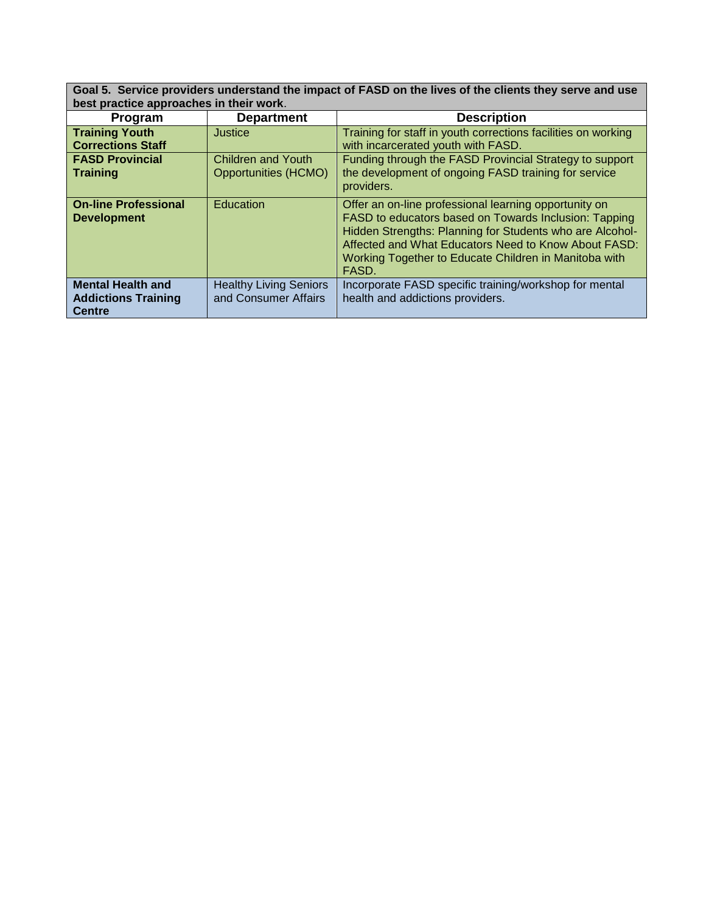| **Goal 5. Service providers understand the impact of FASD on the lives of the clients they serve and use best practice approaches in their work**. | | |
|---|---|---|
| **Program** | **Department** | **Description** |
| **Training Youth Corrections Staff** | Justice | Training for staff in youth corrections facilities on working with incarcerated youth with FASD. |
| **FASD Provincial Training** | Children and Youth Opportunities (HCMO) | Funding through the FASD Provincial Strategy to support the development of ongoing FASD training for service providers. |
| **On-line Professional Development** | Education | Offer an on-line professional learning opportunity on FASD to educators based on Towards Inclusion: Tapping Hidden Strengths: Planning for Students who are Alcohol-Affected and What Educators Need to Know About FASD: Working Together to Educate Children in Manitoba with FASD. |
| **Mental Health and Addictions Training Centre** | Healthy Living Seniors and Consumer Affairs | Incorporate FASD specific training/workshop for mental health and addictions providers. |